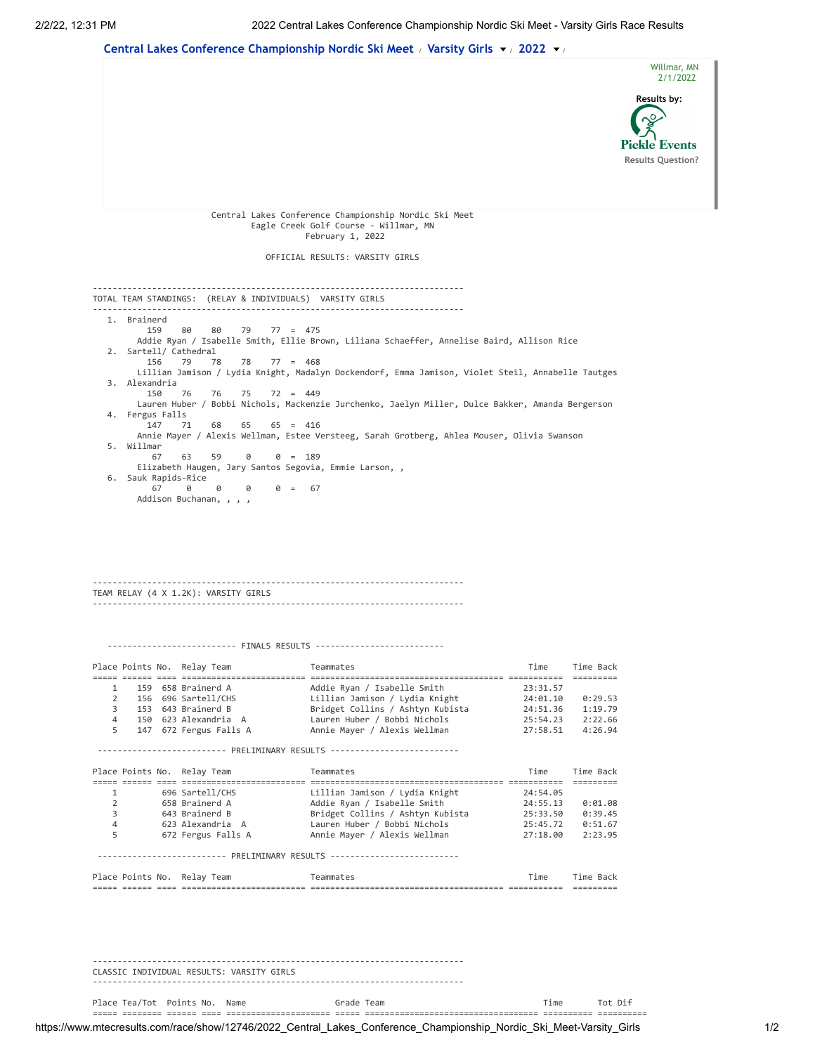Central Lakes Conference Championship Nordic Ski Meet / Varsity Girls / 2022

Willmar, MN
2/1/2022

Results by: Pickle Events
Results Question?

Central Lakes Conference Championship Nordic Ski Meet
Eagle Creek Golf Course - Willmar, MN
February 1, 2022

OFFICIAL RESULTS: VARSITY GIRLS

## TOTAL TEAM STANDINGS: (RELAY & INDIVIDUALS) VARSITY GIRLS

1. Brainerd
   159 80 80 79 77 = 475
   Addie Ryan / Isabelle Smith, Ellie Brown, Liliana Schaeffer, Annelise Baird, Allison Rice
2. Sartell/ Cathedral
   156 79 78 78 77 = 468
   Lillian Jamison / Lydia Knight, Madalyn Dockendorf, Emma Jamison, Violet Steil, Annabelle Tautges
3. Alexandria
   150 76 76 75 72 = 449
   Lauren Huber / Bobbi Nichols, Mackenzie Jurchenko, Jaelyn Miller, Dulce Bakker, Amanda Bergerson
4. Fergus Falls
   147 71 68 65 65 = 416
   Annie Mayer / Alexis Wellman, Estee Versteeg, Sarah Grotberg, Ahlea Mouser, Olivia Swanson
5. Willmar
   67 63 59 0 0 = 189
   Elizabeth Haugen, Jary Santos Segovia, Emmie Larson, ,
6. Sauk Rapids-Rice
   67 0 0 0 0 = 67
   Addison Buchanan, , , ,

## TEAM RELAY (4 X 1.2K): VARSITY GIRLS

### FINALS RESULTS

| Place | Points | No. | Relay Team | Teammates | Time | Time Back |
|---|---|---|---|---|---|---|
| 1 | 159 | 658 | Brainerd A | Addie Ryan / Isabelle Smith | 23:31.57 | |
| 2 | 156 | 696 | Sartell/CHS | Lillian Jamison / Lydia Knight | 24:01.10 | 0:29.53 |
| 3 | 153 | 643 | Brainerd B | Bridget Collins / Ashtyn Kubista | 24:51.36 | 1:19.79 |
| 4 | 150 | 623 | Alexandria A | Lauren Huber / Bobbi Nichols | 25:54.23 | 2:22.66 |
| 5 | 147 | 672 | Fergus Falls A | Annie Mayer / Alexis Wellman | 27:58.51 | 4:26.94 |

### PRELIMINARY RESULTS

| Place | Points | No. | Relay Team | Teammates | Time | Time Back |
|---|---|---|---|---|---|---|
| 1 | | 696 | Sartell/CHS | Lillian Jamison / Lydia Knight | 24:54.05 | |
| 2 | | 658 | Brainerd A | Addie Ryan / Isabelle Smith | 24:55.13 | 0:01.08 |
| 3 | | 643 | Brainerd B | Bridget Collins / Ashtyn Kubista | 25:33.50 | 0:39.45 |
| 4 | | 623 | Alexandria A | Lauren Huber / Bobbi Nichols | 25:45.72 | 0:51.67 |
| 5 | | 672 | Fergus Falls A | Annie Mayer / Alexis Wellman | 27:18.00 | 2:23.95 |

### PRELIMINARY RESULTS

| Place | Points | No. | Relay Team | Teammates | Time | Time Back |
|---|---|---|---|---|---|---|

## CLASSIC INDIVIDUAL RESULTS: VARSITY GIRLS

| Place | Tea/Tot | Points | No. | Name | Grade | Team | Time | Tot Dif |
|---|---|---|---|---|---|---|---|---|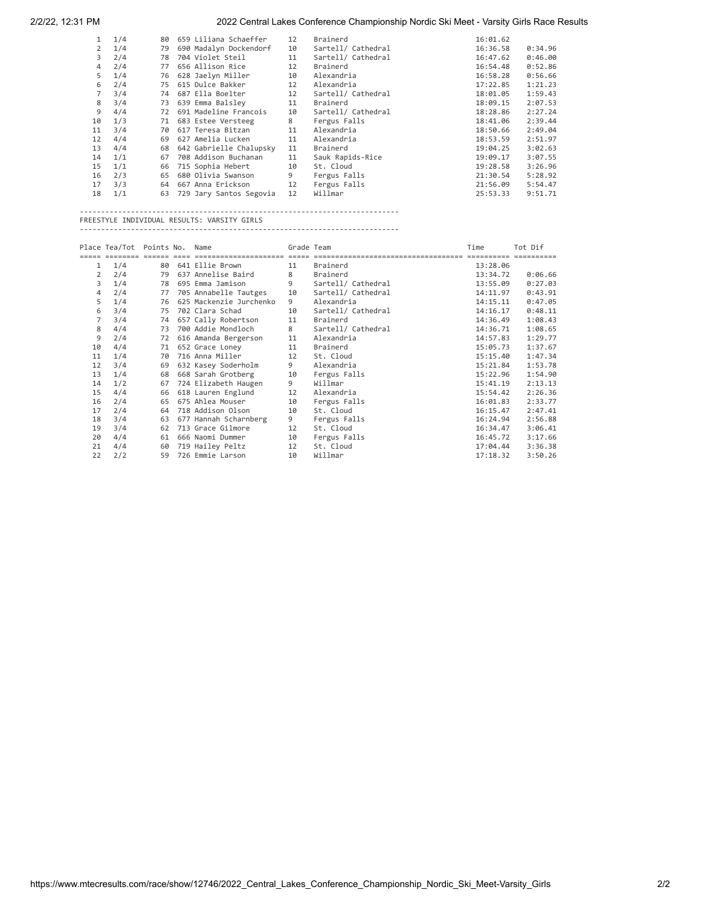| | | | | | | | | |
|---|---|---|---|---|---|---|---|---|
| 1 | 1/4 | 80 | 659 | Liliana Schaeffer | 12 | Brainerd | 16:01.62 | |
| 2 | 1/4 | 79 | 690 | Madalyn Dockendorf | 10 | Sartell/ Cathedral | 16:36.58 | 0:34.96 |
| 3 | 2/4 | 78 | 704 | Violet Steil | 11 | Sartell/ Cathedral | 16:47.62 | 0:46.00 |
| 4 | 2/4 | 77 | 656 | Allison Rice | 12 | Brainerd | 16:54.48 | 0:52.86 |
| 5 | 1/4 | 76 | 628 | Jaelyn Miller | 10 | Alexandria | 16:58.28 | 0:56.66 |
| 6 | 2/4 | 75 | 615 | Dulce Bakker | 12 | Alexandria | 17:22.85 | 1:21.23 |
| 7 | 3/4 | 74 | 687 | Ella Boelter | 12 | Sartell/ Cathedral | 18:01.05 | 1:59.43 |
| 8 | 3/4 | 73 | 639 | Emma Balsley | 11 | Brainerd | 18:09.15 | 2:07.53 |
| 9 | 4/4 | 72 | 691 | Madeline Francois | 10 | Sartell/ Cathedral | 18:28.86 | 2:27.24 |
| 10 | 1/3 | 71 | 683 | Estee Versteeg | 8 | Fergus Falls | 18:41.06 | 2:39.44 |
| 11 | 3/4 | 70 | 617 | Teresa Bitzan | 11 | Alexandria | 18:50.66 | 2:49.04 |
| 12 | 4/4 | 69 | 627 | Amelia Lucken | 11 | Alexandria | 18:53.59 | 2:51.97 |
| 13 | 4/4 | 68 | 642 | Gabrielle Chalupsky | 11 | Brainerd | 19:04.25 | 3:02.63 |
| 14 | 1/1 | 67 | 708 | Addison Buchanan | 11 | Sauk Rapids-Rice | 19:09.17 | 3:07.55 |
| 15 | 1/1 | 66 | 715 | Sophia Hebert | 10 | St. Cloud | 19:28.58 | 3:26.96 |
| 16 | 2/3 | 65 | 680 | Olivia Swanson | 9 | Fergus Falls | 21:30.54 | 5:28.92 |
| 17 | 3/3 | 64 | 667 | Anna Erickson | 12 | Fergus Falls | 21:56.09 | 5:54.47 |
| 18 | 1/1 | 63 | 729 | Jary Santos Segovia | 12 | Willmar | 25:53.33 | 9:51.71 |

---

FREESTYLE INDIVIDUAL RESULTS: VARSITY GIRLS

---

| Place | Tea/Tot | Points | No. | Name | Grade | Team | Time | Tot Dif |
|---|---|---|---|---|---|---|---|---|
| 1 | 1/4 | 80 | 641 | Ellie Brown | 11 | Brainerd | 13:28.06 | |
| 2 | 2/4 | 79 | 637 | Annelise Baird | 8 | Brainerd | 13:34.72 | 0:06.66 |
| 3 | 1/4 | 78 | 695 | Emma Jamison | 9 | Sartell/ Cathedral | 13:55.09 | 0:27.03 |
| 4 | 2/4 | 77 | 705 | Annabelle Tautges | 10 | Sartell/ Cathedral | 14:11.97 | 0:43.91 |
| 5 | 1/4 | 76 | 625 | Mackenzie Jurchenko | 9 | Alexandria | 14:15.11 | 0:47.05 |
| 6 | 3/4 | 75 | 702 | Clara Schad | 10 | Sartell/ Cathedral | 14:16.17 | 0:48.11 |
| 7 | 3/4 | 74 | 657 | Cally Robertson | 11 | Brainerd | 14:36.49 | 1:08.43 |
| 8 | 4/4 | 73 | 700 | Addie Mondloch | 8 | Sartell/ Cathedral | 14:36.71 | 1:08.65 |
| 9 | 2/4 | 72 | 616 | Amanda Bergerson | 11 | Alexandria | 14:57.83 | 1:29.77 |
| 10 | 4/4 | 71 | 652 | Grace Loney | 11 | Brainerd | 15:05.73 | 1:37.67 |
| 11 | 1/4 | 70 | 716 | Anna Miller | 12 | St. Cloud | 15:15.40 | 1:47.34 |
| 12 | 3/4 | 69 | 632 | Kasey Soderholm | 9 | Alexandria | 15:21.84 | 1:53.78 |
| 13 | 1/4 | 68 | 668 | Sarah Grotberg | 10 | Fergus Falls | 15:22.96 | 1:54.90 |
| 14 | 1/2 | 67 | 724 | Elizabeth Haugen | 9 | Willmar | 15:41.19 | 2:13.13 |
| 15 | 4/4 | 66 | 618 | Lauren Englund | 12 | Alexandria | 15:54.42 | 2:26.36 |
| 16 | 2/4 | 65 | 675 | Ahlea Mouser | 10 | Fergus Falls | 16:01.83 | 2:33.77 |
| 17 | 2/4 | 64 | 718 | Addison Olson | 10 | St. Cloud | 16:15.47 | 2:47.41 |
| 18 | 3/4 | 63 | 677 | Hannah Scharnberg | 9 | Fergus Falls | 16:24.94 | 2:56.88 |
| 19 | 3/4 | 62 | 713 | Grace Gilmore | 12 | St. Cloud | 16:34.47 | 3:06.41 |
| 20 | 4/4 | 61 | 666 | Naomi Dummer | 10 | Fergus Falls | 16:45.72 | 3:17.66 |
| 21 | 4/4 | 60 | 719 | Hailey Peltz | 12 | St. Cloud | 17:04.44 | 3:36.38 |
| 22 | 2/2 | 59 | 726 | Emmie Larson | 10 | Willmar | 17:18.32 | 3:50.26 |